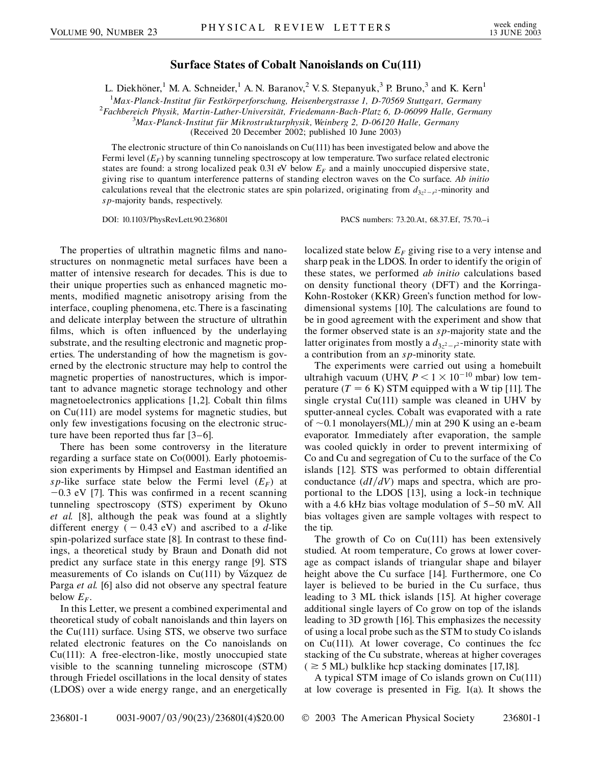# Surface States of Cobalt Nanoislands on Cu(111)

L. Diekhöner,[1] M. A. Schneider,[1] A. N. Baranov,[2] V. S. Stepanyuk,[3] P. Bruno,[3] and K. Kern[1]

[1]*Max-Planck-Institut für Festkörperforschung, Heisenbergstrasse 1, D-70569 Stuttgart, Germany*
[2]*Fachbereich Physik, Martin-Luther-Universität, Friedemann-Bach-Platz 6, D-06099 Halle, Germany*
[3]*Max-Planck-Institut für Mikrostrukturphysik, Weinberg 2, D-06120 Halle, Germany*
(Received 20 December 2002; published 10 June 2003)

The electronic structure of thin Co nanoislands on Cu(111) has been investigated below and above the Fermi level ($E_F$) by scanning tunneling spectroscopy at low temperature. Two surface related electronic states are found: a strong localized peak 0.31 eV below $E_F$ and a mainly unoccupied dispersive state, giving rise to quantum interference patterns of standing electron waves on the Co surface. *Ab initio* calculations reveal that the electronic states are spin polarized, originating from $d_{3z^2-r^2}$-minority and $sp$-majority bands, respectively.

DOI: 10.1103/PhysRevLett.90.236801 PACS numbers: 73.20.At, 68.37.Ef, 75.70.–i

The properties of ultrathin magnetic films and nanostructures on nonmagnetic metal surfaces have been a matter of intensive research for decades. This is due to their unique properties such as enhanced magnetic moments, modified magnetic anisotropy arising from the interface, coupling phenomena, etc. There is a fascinating and delicate interplay between the structure of ultrathin films, which is often influenced by the underlaying substrate, and the resulting electronic and magnetic properties. The understanding of how the magnetism is governed by the electronic structure may help to control the magnetic properties of nanostructures, which is important to advance magnetic storage technology and other magnetoelectronics applications [1,2]. Cobalt thin films on Cu(111) are model systems for magnetic studies, but only few investigations focusing on the electronic structure have been reported thus far [3–6].

There has been some controversy in the literature regarding a surface state on Co(0001). Early photoemission experiments by Himpsel and Eastman identified an $sp$-like surface state below the Fermi level ($E_F$) at $-0.3$ eV [7]. This was confirmed in a recent scanning tunneling spectroscopy (STS) experiment by Okuno *et al.* [8], although the peak was found at a slightly different energy ($-0.43$ eV) and ascribed to a $d$-like spin-polarized surface state [8]. In contrast to these findings, a theoretical study by Braun and Donath did not predict any surface state in this energy range [9]. STS measurements of Co islands on Cu(111) by Vázquez de Parga *et al.* [6] also did not observe any spectral feature below $E_F$.

In this Letter, we present a combined experimental and theoretical study of cobalt nanoislands and thin layers on the Cu(111) surface. Using STS, we observe two surface related electronic features on the Co nanoislands on Cu(111): A free-electron-like, mostly unoccupied state visible to the scanning tunneling microscope (STM) through Friedel oscillations in the local density of states (LDOS) over a wide energy range, and an energetically localized state below $E_F$ giving rise to a very intense and sharp peak in the LDOS. In order to identify the origin of these states, we performed *ab initio* calculations based on density functional theory (DFT) and the Korringa-Kohn-Rostoker (KKR) Green's function method for low-dimensional systems [10]. The calculations are found to be in good agreement with the experiment and show that the former observed state is an $sp$-majority state and the latter originates from mostly a $d_{3z^2-r^2}$-minority state with a contribution from an $sp$-minority state.

The experiments were carried out using a homebuilt ultrahigh vacuum (UHV, $P < 1 \times 10^{-10}$ mbar) low temperature ($T = 6$ K) STM equipped with a W tip [11]. The single crystal Cu(111) sample was cleaned in UHV by sputter-anneal cycles. Cobalt was evaporated with a rate of $\sim$0.1 monolayers(ML)/min at 290 K using an e-beam evaporator. Immediately after evaporation, the sample was cooled quickly in order to prevent intermixing of Co and Cu and segregation of Cu to the surface of the Co islands [12]. STS was performed to obtain differential conductance ($dI/dV$) maps and spectra, which are proportional to the LDOS [13], using a lock-in technique with a 4.6 kHz bias voltage modulation of 5–50 mV. All bias voltages given are sample voltages with respect to the tip.

The growth of Co on Cu(111) has been extensively studied. At room temperature, Co grows at lower coverage as compact islands of triangular shape and bilayer height above the Cu surface [14]. Furthermore, one Co layer is believed to be buried in the Cu surface, thus leading to 3 ML thick islands [15]. At higher coverage additional single layers of Co grow on top of the islands leading to 3D growth [16]. This emphasizes the necessity of using a local probe such as the STM to study Co islands on Cu(111). At lower coverage, Co continues the fcc stacking of the Cu substrate, whereas at higher coverages ($\gtrsim 5$ ML) bulklike hcp stacking dominates [17,18].

A typical STM image of Co islands grown on Cu(111) at low coverage is presented in Fig. 1(a). It shows the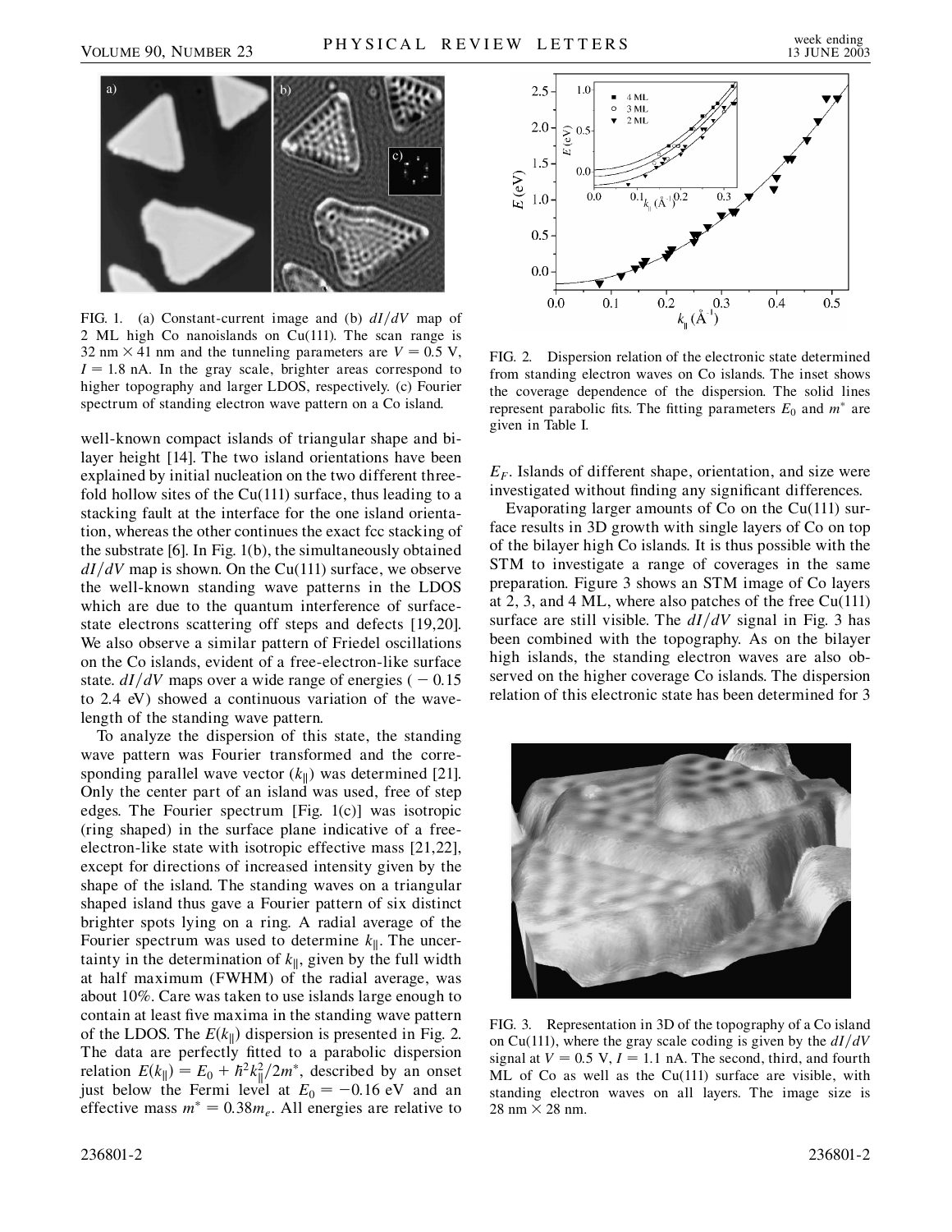FIG. 1. (a) Constant-current image and (b) $dI/dV$ map of 2 ML high Co nanoislands on Cu(111). The scan range is 32 nm $\times$ 41 nm and the tunneling parameters are $V = 0.5$ V, $I = 1.8$ nA. In the gray scale, brighter areas correspond to higher topography and larger LDOS, respectively. (c) Fourier spectrum of standing electron wave pattern on a Co island.

well-known compact islands of triangular shape and bilayer height [14]. The two island orientations have been explained by initial nucleation on the two different threefold hollow sites of the Cu(111) surface, thus leading to a stacking fault at the interface for the one island orientation, whereas the other continues the exact fcc stacking of the substrate [6]. In Fig. 1(b), the simultaneously obtained $dI/dV$ map is shown. On the Cu(111) surface, we observe the well-known standing wave patterns in the LDOS which are due to the quantum interference of surface-state electrons scattering off steps and defects [19,20]. We also observe a similar pattern of Friedel oscillations on the Co islands, evident of a free-electron-like surface state. $dI/dV$ maps over a wide range of energies ($-0.15$ to 2.4 eV) showed a continuous variation of the wavelength of the standing wave pattern.

To analyze the dispersion of this state, the standing wave pattern was Fourier transformed and the corresponding parallel wave vector ($k_\parallel$) was determined [21]. Only the center part of an island was used, free of step edges. The Fourier spectrum [Fig. 1(c)] was isotropic (ring shaped) in the surface plane indicative of a free-electron-like state with isotropic effective mass [21,22], except for directions of increased intensity given by the shape of the island. The standing waves on a triangular shaped island thus gave a Fourier pattern of six distinct brighter spots lying on a ring. A radial average of the Fourier spectrum was used to determine $k_\parallel$. The uncertainty in the determination of $k_\parallel$, given by the full width at half maximum (FWHM) of the radial average, was about 10%. Care was taken to use islands large enough to contain at least five maxima in the standing wave pattern of the LDOS. The $E(k_\parallel)$ dispersion is presented in Fig. 2. The data are perfectly fitted to a parabolic dispersion relation $E(k_\parallel) = E_0 + \hbar^2 k_\parallel^2/2m^*$, described by an onset just below the Fermi level at $E_0 = -0.16$ eV and an effective mass $m^* = 0.38 m_e$. All energies are relative to $E_F$. Islands of different shape, orientation, and size were investigated without finding any significant differences.

FIG. 2. Dispersion relation of the electronic state determined from standing electron waves on Co islands. The inset shows the coverage dependence of the dispersion. The solid lines represent parabolic fits. The fitting parameters $E_0$ and $m^*$ are given in Table I.

Evaporating larger amounts of Co on the Cu(111) surface results in 3D growth with single layers of Co on top of the bilayer high Co islands. It is thus possible with the STM to investigate a range of coverages in the same preparation. Figure 3 shows an STM image of Co layers at 2, 3, and 4 ML, where also patches of the free Cu(111) surface are still visible. The $dI/dV$ signal in Fig. 3 has been combined with the topography. As on the bilayer high islands, the standing electron waves are also observed on the higher coverage Co islands. The dispersion relation of this electronic state has been determined for 3

FIG. 3. Representation in 3D of the topography of a Co island on Cu(111), where the gray scale coding is given by the $dI/dV$ signal at $V = 0.5$ V, $I = 1.1$ nA. The second, third, and fourth ML of Co as well as the Cu(111) surface are visible, with standing electron waves on all layers. The image size is 28 nm $\times$ 28 nm.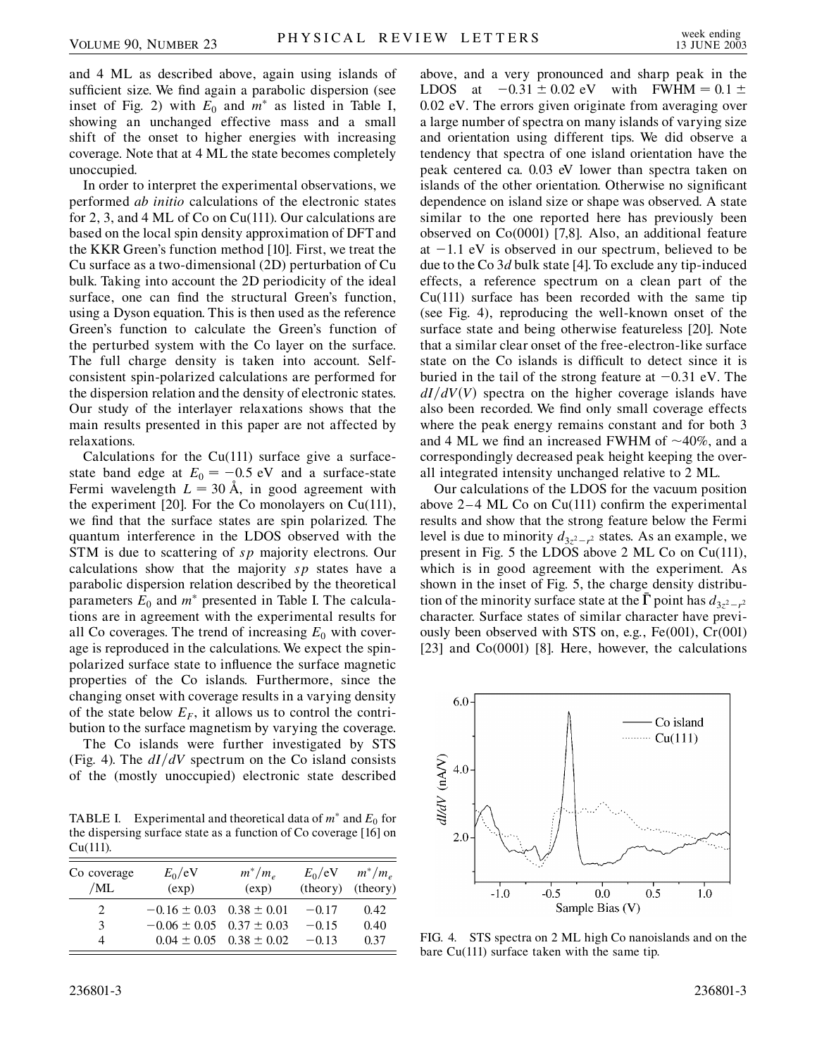and 4 ML as described above, again using islands of sufficient size. We find again a parabolic dispersion (see inset of Fig. 2) with $E_0$ and $m^*$ as listed in Table I, showing an unchanged effective mass and a small shift of the onset to higher energies with increasing coverage. Note that at 4 ML the state becomes completely unoccupied.

In order to interpret the experimental observations, we performed *ab initio* calculations of the electronic states for 2, 3, and 4 ML of Co on Cu(111). Our calculations are based on the local spin density approximation of DFT and the KKR Green's function method [10]. First, we treat the Cu surface as a two-dimensional (2D) perturbation of Cu bulk. Taking into account the 2D periodicity of the ideal surface, one can find the structural Green's function, using a Dyson equation. This is then used as the reference Green's function to calculate the Green's function of the perturbed system with the Co layer on the surface. The full charge density is taken into account. Self-consistent spin-polarized calculations are performed for the dispersion relation and the density of electronic states. Our study of the interlayer relaxations shows that the main results presented in this paper are not affected by relaxations.

Calculations for the Cu(111) surface give a surface-state band edge at $E_0 = -0.5$ eV and a surface-state Fermi wavelength $L = 30$ Å, in good agreement with the experiment [20]. For the Co monolayers on Cu(111), we find that the surface states are spin polarized. The quantum interference in the LDOS observed with the STM is due to scattering of $sp$ majority electrons. Our calculations show that the majority $sp$ states have a parabolic dispersion relation described by the theoretical parameters $E_0$ and $m^*$ presented in Table I. The calculations are in agreement with the experimental results for all Co coverages. The trend of increasing $E_0$ with coverage is reproduced in the calculations. We expect the spin-polarized surface state to influence the surface magnetic properties of the Co islands. Furthermore, since the changing onset with coverage results in a varying density of the state below $E_F$, it allows us to control the contribution to the surface magnetism by varying the coverage.

The Co islands were further investigated by STS (Fig. 4). The $dI/dV$ spectrum on the Co island consists of the (mostly unoccupied) electronic state described above, and a very pronounced and sharp peak in the LDOS at $-0.31 \pm 0.02$ eV with FWHM $= 0.1 \pm 0.02$ eV. The errors given originate from averaging over a large number of spectra on many islands of varying size and orientation using different tips. We did observe a tendency that spectra of one island orientation have the peak centered ca. 0.03 eV lower than spectra taken on islands of the other orientation. Otherwise no significant dependence on island size or shape was observed. A state similar to the one reported here has previously been observed on Co(0001) [7,8]. Also, an additional feature at $-1.1$ eV is observed in our spectrum, believed to be due to the Co $3d$ bulk state [4]. To exclude any tip-induced effects, a reference spectrum on a clean part of the Cu(111) surface has been recorded with the same tip (see Fig. 4), reproducing the well-known onset of the surface state and being otherwise featureless [20]. Note that a similar clear onset of the free-electron-like surface state on the Co islands is difficult to detect since it is buried in the tail of the strong feature at $-0.31$ eV. The $dI/dV(V)$ spectra on the higher coverage islands have also been recorded. We find only small coverage effects where the peak energy remains constant and for both 3 and 4 ML we find an increased FWHM of $\sim$40%, and a correspondingly decreased peak height keeping the overall integrated intensity unchanged relative to 2 ML.

Our calculations of the LDOS for the vacuum position above 2–4 ML Co on Cu(111) confirm the experimental results and show that the strong feature below the Fermi level is due to minority $d_{3z^2-r^2}$ states. As an example, we present in Fig. 5 the LDOS above 2 ML Co on Cu(111), which is in good agreement with the experiment. As shown in the inset of Fig. 5, the charge density distribution of the minority surface state at the $\bar{\Gamma}$ point has $d_{3z^2-r^2}$ character. Surface states of similar character have previously been observed with STS on, e.g., Fe(001), Cr(001) [23] and Co(0001) [8]. Here, however, the calculations

TABLE I. Experimental and theoretical data of $m^*$ and $E_0$ for the dispersing surface state as a function of Co coverage [16] on Cu(111).

| Co coverage /ML | $E_0$/eV (exp) | $m^*/m_e$ (exp) | $E_0$/eV (theory) | $m^*/m_e$ (theory) |
|---|---|---|---|---|
| 2 | $-0.16 \pm 0.03$ | $0.38 \pm 0.01$ | $-0.17$ | 0.42 |
| 3 | $-0.06 \pm 0.05$ | $0.37 \pm 0.03$ | $-0.15$ | 0.40 |
| 4 | $0.04 \pm 0.05$ | $0.38 \pm 0.02$ | $-0.13$ | 0.37 |

FIG. 4. STS spectra on 2 ML high Co nanoislands and on the bare Cu(111) surface taken with the same tip.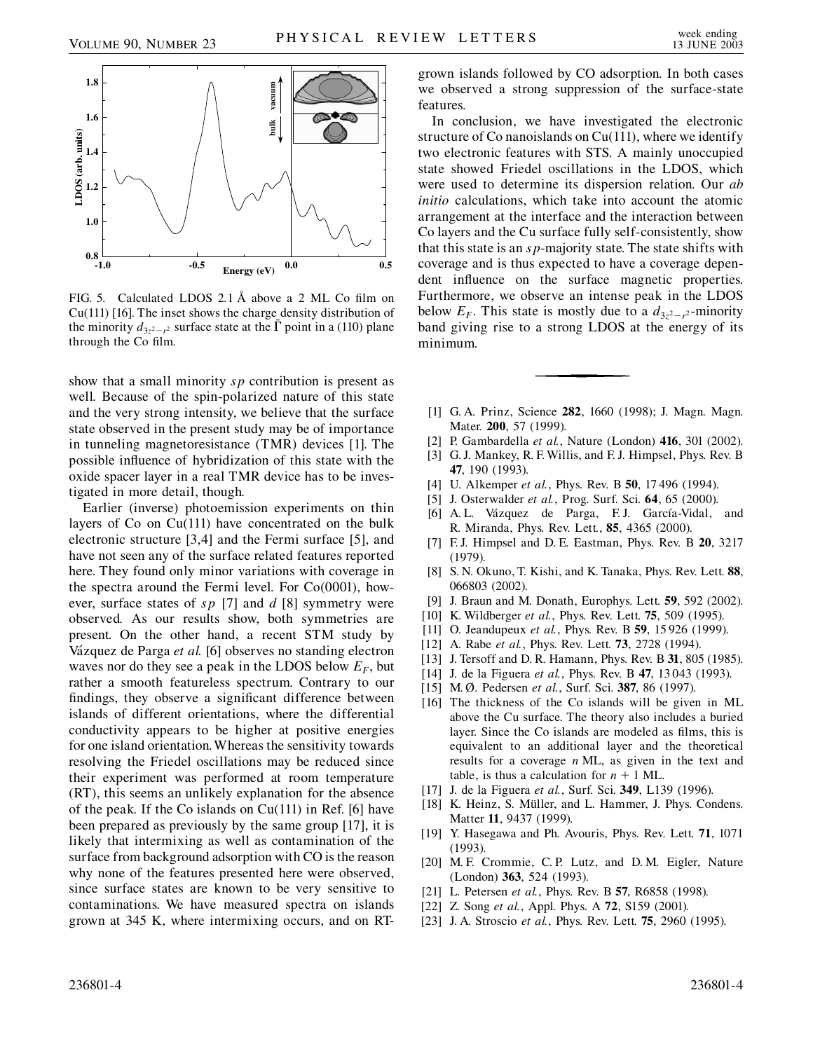1.8

1.6

1.4

1.2

1.0

0.8

LDOS (arb. units)

-1.0

-0.5

0.0

0.5

Energy (eV)

vacuum

bulk

FIG. 5. Calculated LDOS 2.1 Å above a 2 ML Co film on Cu(111) [16]. The inset shows the charge density distribution of the minority $d_{3z^2-r^2}$ surface state at the $\bar{\Gamma}$ point in a (110) plane through the Co film.

show that a small minority *sp* contribution is present as well. Because of the spin-polarized nature of this state and the very strong intensity, we believe that the surface state observed in the present study may be of importance in tunneling magnetoresistance (TMR) devices [1]. The possible influence of hybridization of this state with the oxide spacer layer in a real TMR device has to be investigated in more detail, though.

Earlier (inverse) photoemission experiments on thin layers of Co on Cu(111) have concentrated on the bulk electronic structure [3,4] and the Fermi surface [5], and have not seen any of the surface related features reported here. They found only minor variations with coverage in the spectra around the Fermi level. For Co(0001), however, surface states of *sp* [7] and *d* [8] symmetry were observed. As our results show, both symmetries are present. On the other hand, a recent STM study by Vázquez de Parga *et al.* [6] observes no standing electron waves nor do they see a peak in the LDOS below $E_F$, but rather a smooth featureless spectrum. Contrary to our findings, they observe a significant difference between islands of different orientations, where the differential conductivity appears to be higher at positive energies for one island orientation. Whereas the sensitivity towards resolving the Friedel oscillations may be reduced since their experiment was performed at room temperature (RT), this seems an unlikely explanation for the absence of the peak. If the Co islands on Cu(111) in Ref. [6] have been prepared as previously by the same group [17], it is likely that intermixing as well as contamination of the surface from background adsorption with CO is the reason why none of the features presented here were observed, since surface states are known to be very sensitive to contaminations. We have measured spectra on islands grown at 345 K, where intermixing occurs, and on RT-grown islands followed by CO adsorption. In both cases we observed a strong suppression of the surface-state features.

In conclusion, we have investigated the electronic structure of Co nanoislands on Cu(111), where we identify two electronic features with STS. A mainly unoccupied state showed Friedel oscillations in the LDOS, which were used to determine its dispersion relation. Our *ab initio* calculations, which take into account the atomic arrangement at the interface and the interaction between Co layers and the Cu surface fully self-consistently, show that this state is an *sp*-majority state. The state shifts with coverage and is thus expected to have a coverage dependent influence on the surface magnetic properties. Furthermore, we observe an intense peak in the LDOS below $E_F$. This state is mostly due to a $d_{3z^2-r^2}$-minority band giving rise to a strong LDOS at the energy of its minimum.

---

[1] G. A. Prinz, Science **282**, 1660 (1998); J. Magn. Magn. Mater. **200**, 57 (1999).
[2] P. Gambardella *et al.*, Nature (London) **416**, 301 (2002).
[3] G. J. Mankey, R. F. Willis, and F. J. Himpsel, Phys. Rev. B **47**, 190 (1993).
[4] U. Alkemper *et al.*, Phys. Rev. B **50**, 17 496 (1994).
[5] J. Osterwalder *et al.*, Prog. Surf. Sci. **64**, 65 (2000).
[6] A. L. Vázquez de Parga, F. J. García-Vidal, and R. Miranda, Phys. Rev. Lett., **85**, 4365 (2000).
[7] F. J. Himpsel and D. E. Eastman, Phys. Rev. B **20**, 3217 (1979).
[8] S. N. Okuno, T. Kishi, and K. Tanaka, Phys. Rev. Lett. **88**, 066803 (2002).
[9] J. Braun and M. Donath, Europhys. Lett. **59**, 592 (2002).
[10] K. Wildberger *et al.*, Phys. Rev. Lett. **75**, 509 (1995).
[11] O. Jeandupeux *et al.*, Phys. Rev. B **59**, 15 926 (1999).
[12] A. Rabe *et al.*, Phys. Rev. Lett. **73**, 2728 (1994).
[13] J. Tersoff and D. R. Hamann, Phys. Rev. B **31**, 805 (1985).
[14] J. de la Figuera *et al.*, Phys. Rev. B **47**, 13 043 (1993).
[15] M. Ø. Pedersen *et al.*, Surf. Sci. **387**, 86 (1997).
[16] The thickness of the Co islands will be given in ML above the Cu surface. The theory also includes a buried layer. Since the Co islands are modeled as films, this is equivalent to an additional layer and the theoretical results for a coverage *n* ML, as given in the text and table, is thus a calculation for $n + 1$ ML.
[17] J. de la Figuera *et al.*, Surf. Sci. **349**, L139 (1996).
[18] K. Heinz, S. Müller, and L. Hammer, J. Phys. Condens. Matter **11**, 9437 (1999).
[19] Y. Hasegawa and Ph. Avouris, Phys. Rev. Lett. **71**, 1071 (1993).
[20] M. F. Crommie, C. P. Lutz, and D. M. Eigler, Nature (London) **363**, 524 (1993).
[21] L. Petersen *et al.*, Phys. Rev. B **57**, R6858 (1998).
[22] Z. Song *et al.*, Appl. Phys. A **72**, S159 (2001).
[23] J. A. Stroscio *et al.*, Phys. Rev. Lett. **75**, 2960 (1995).